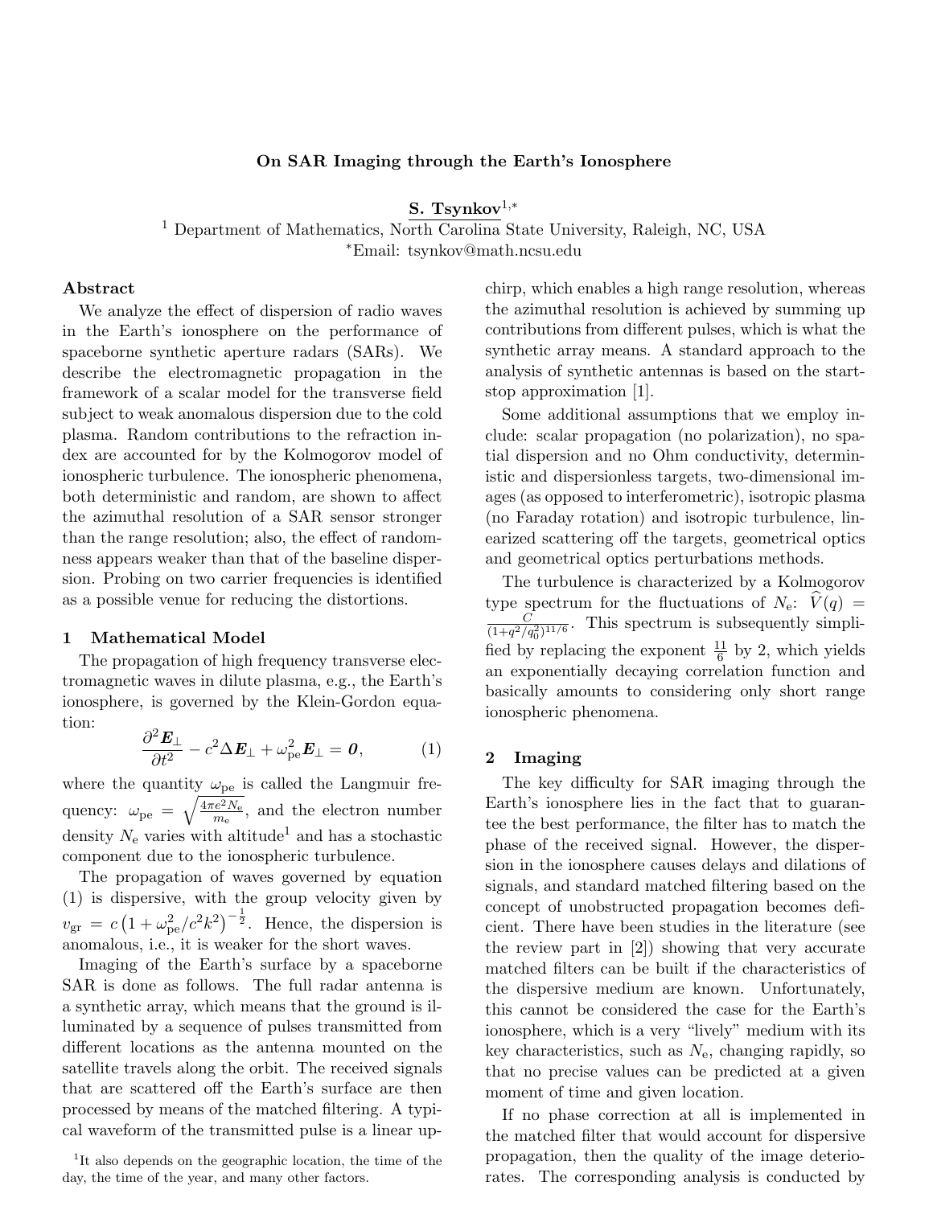# On SAR Imaging through the Earth's Ionosphere

**S. Tsynkov**[1,*]

[1] Department of Mathematics, North Carolina State University, Raleigh, NC, USA

[*]Email: tsynkov@math.ncsu.edu

## Abstract

We analyze the effect of dispersion of radio waves in the Earth's ionosphere on the performance of spaceborne synthetic aperture radars (SARs). We describe the electromagnetic propagation in the framework of a scalar model for the transverse field subject to weak anomalous dispersion due to the cold plasma. Random contributions to the refraction index are accounted for by the Kolmogorov model of ionospheric turbulence. The ionospheric phenomena, both deterministic and random, are shown to affect the azimuthal resolution of a SAR sensor stronger than the range resolution; also, the effect of randomness appears weaker than that of the baseline dispersion. Probing on two carrier frequencies is identified as a possible venue for reducing the distortions.

## 1 Mathematical Model

The propagation of high frequency transverse electromagnetic waves in dilute plasma, e.g., the Earth's ionosphere, is governed by the Klein-Gordon equation:

$$\frac{\partial^2 \boldsymbol{E}_\perp}{\partial t^2} - c^2 \Delta \boldsymbol{E}_\perp + \omega_{\mathrm{pe}}^2 \boldsymbol{E}_\perp = \boldsymbol{0}, \qquad (1)$$

where the quantity $\omega_{\mathrm{pe}}$ is called the Langmuir frequency: $\omega_{\mathrm{pe}} = \sqrt{\frac{4\pi e^2 N_{\mathrm{e}}}{m_{\mathrm{e}}}}$, and the electron number density $N_{\mathrm{e}}$ varies with altitude[1] and has a stochastic component due to the ionospheric turbulence.

The propagation of waves governed by equation (1) is dispersive, with the group velocity given by $v_{\mathrm{gr}} = c\left(1 + \omega_{\mathrm{pe}}^2/c^2k^2\right)^{-\frac{1}{2}}$. Hence, the dispersion is anomalous, i.e., it is weaker for the short waves.

Imaging of the Earth's surface by a spaceborne SAR is done as follows. The full radar antenna is a synthetic array, which means that the ground is illuminated by a sequence of pulses transmitted from different locations as the antenna mounted on the satellite travels along the orbit. The received signals that are scattered off the Earth's surface are then processed by means of the matched filtering. A typical waveform of the transmitted pulse is a linear upchirp, which enables a high range resolution, whereas the azimuthal resolution is achieved by summing up contributions from different pulses, which is what the synthetic array means. A standard approach to the analysis of synthetic antennas is based on the start-stop approximation [1].

Some additional assumptions that we employ include: scalar propagation (no polarization), no spatial dispersion and no Ohm conductivity, deterministic and dispersionless targets, two-dimensional images (as opposed to interferometric), isotropic plasma (no Faraday rotation) and isotropic turbulence, linearized scattering off the targets, geometrical optics and geometrical optics perturbations methods.

The turbulence is characterized by a Kolmogorov type spectrum for the fluctuations of $N_{\mathrm{e}}$: $\widehat{V}(q) = \frac{C}{(1+q^2/q_0^2)^{11/6}}$. This spectrum is subsequently simplified by replacing the exponent $\frac{11}{6}$ by 2, which yields an exponentially decaying correlation function and basically amounts to considering only short range ionospheric phenomena.

## 2 Imaging

The key difficulty for SAR imaging through the Earth's ionosphere lies in the fact that to guarantee the best performance, the filter has to match the phase of the received signal. However, the dispersion in the ionosphere causes delays and dilations of signals, and standard matched filtering based on the concept of unobstructed propagation becomes deficient. There have been studies in the literature (see the review part in [2]) showing that very accurate matched filters can be built if the characteristics of the dispersive medium are known. Unfortunately, this cannot be considered the case for the Earth's ionosphere, which is a very "lively" medium with its key characteristics, such as $N_{\mathrm{e}}$, changing rapidly, so that no precise values can be predicted at a given moment of time and given location.

If no phase correction at all is implemented in the matched filter that would account for dispersive propagation, then the quality of the image deteriorates. The corresponding analysis is conducted by

[1] It also depends on the geographic location, the time of the day, the time of the year, and many other factors.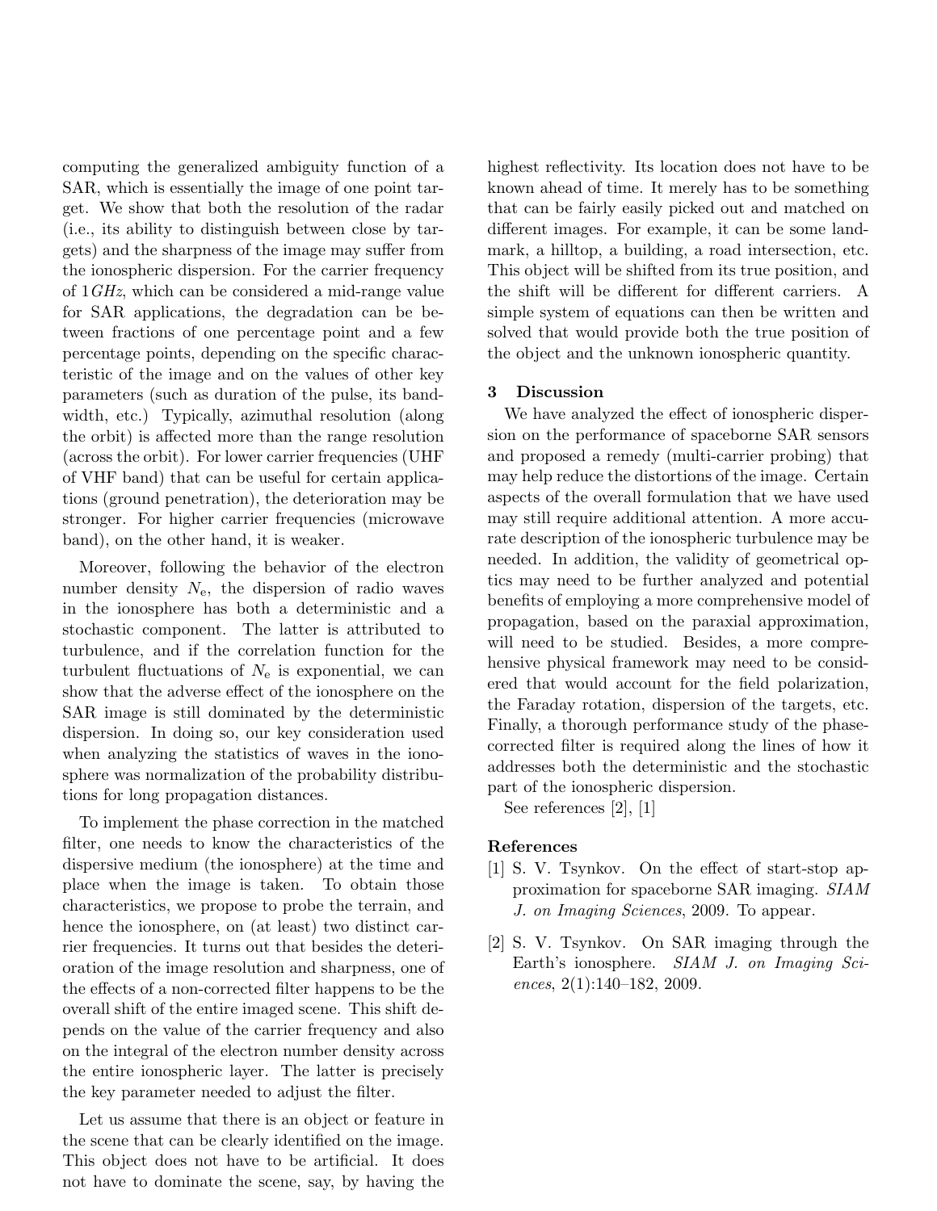computing the generalized ambiguity function of a SAR, which is essentially the image of one point target. We show that both the resolution of the radar (i.e., its ability to distinguish between close by targets) and the sharpness of the image may suffer from the ionospheric dispersion. For the carrier frequency of $1GHz$, which can be considered a mid-range value for SAR applications, the degradation can be between fractions of one percentage point and a few percentage points, depending on the specific characteristic of the image and on the values of other key parameters (such as duration of the pulse, its bandwidth, etc.) Typically, azimuthal resolution (along the orbit) is affected more than the range resolution (across the orbit). For lower carrier frequencies (UHF of VHF band) that can be useful for certain applications (ground penetration), the deterioration may be stronger. For higher carrier frequencies (microwave band), on the other hand, it is weaker.

Moreover, following the behavior of the electron number density $N_\mathrm{e}$, the dispersion of radio waves in the ionosphere has both a deterministic and a stochastic component. The latter is attributed to turbulence, and if the correlation function for the turbulent fluctuations of $N_\mathrm{e}$ is exponential, we can show that the adverse effect of the ionosphere on the SAR image is still dominated by the deterministic dispersion. In doing so, our key consideration used when analyzing the statistics of waves in the ionosphere was normalization of the probability distributions for long propagation distances.

To implement the phase correction in the matched filter, one needs to know the characteristics of the dispersive medium (the ionosphere) at the time and place when the image is taken. To obtain those characteristics, we propose to probe the terrain, and hence the ionosphere, on (at least) two distinct carrier frequencies. It turns out that besides the deterioration of the image resolution and sharpness, one of the effects of a non-corrected filter happens to be the overall shift of the entire imaged scene. This shift depends on the value of the carrier frequency and also on the integral of the electron number density across the entire ionospheric layer. The latter is precisely the key parameter needed to adjust the filter.

Let us assume that there is an object or feature in the scene that can be clearly identified on the image. This object does not have to be artificial. It does not have to dominate the scene, say, by having the highest reflectivity. Its location does not have to be known ahead of time. It merely has to be something that can be fairly easily picked out and matched on different images. For example, it can be some landmark, a hilltop, a building, a road intersection, etc. This object will be shifted from its true position, and the shift will be different for different carriers. A simple system of equations can then be written and solved that would provide both the true position of the object and the unknown ionospheric quantity.

## 3 Discussion

We have analyzed the effect of ionospheric dispersion on the performance of spaceborne SAR sensors and proposed a remedy (multi-carrier probing) that may help reduce the distortions of the image. Certain aspects of the overall formulation that we have used may still require additional attention. A more accurate description of the ionospheric turbulence may be needed. In addition, the validity of geometrical optics may need to be further analyzed and potential benefits of employing a more comprehensive model of propagation, based on the paraxial approximation, will need to be studied. Besides, a more comprehensive physical framework may need to be considered that would account for the field polarization, the Faraday rotation, dispersion of the targets, etc. Finally, a thorough performance study of the phase-corrected filter is required along the lines of how it addresses both the deterministic and the stochastic part of the ionospheric dispersion.

See references [2], [1]

## References

[1] S. V. Tsynkov. On the effect of start-stop approximation for spaceborne SAR imaging. *SIAM J. on Imaging Sciences*, 2009. To appear.

[2] S. V. Tsynkov. On SAR imaging through the Earth's ionosphere. *SIAM J. on Imaging Sciences*, 2(1):140–182, 2009.